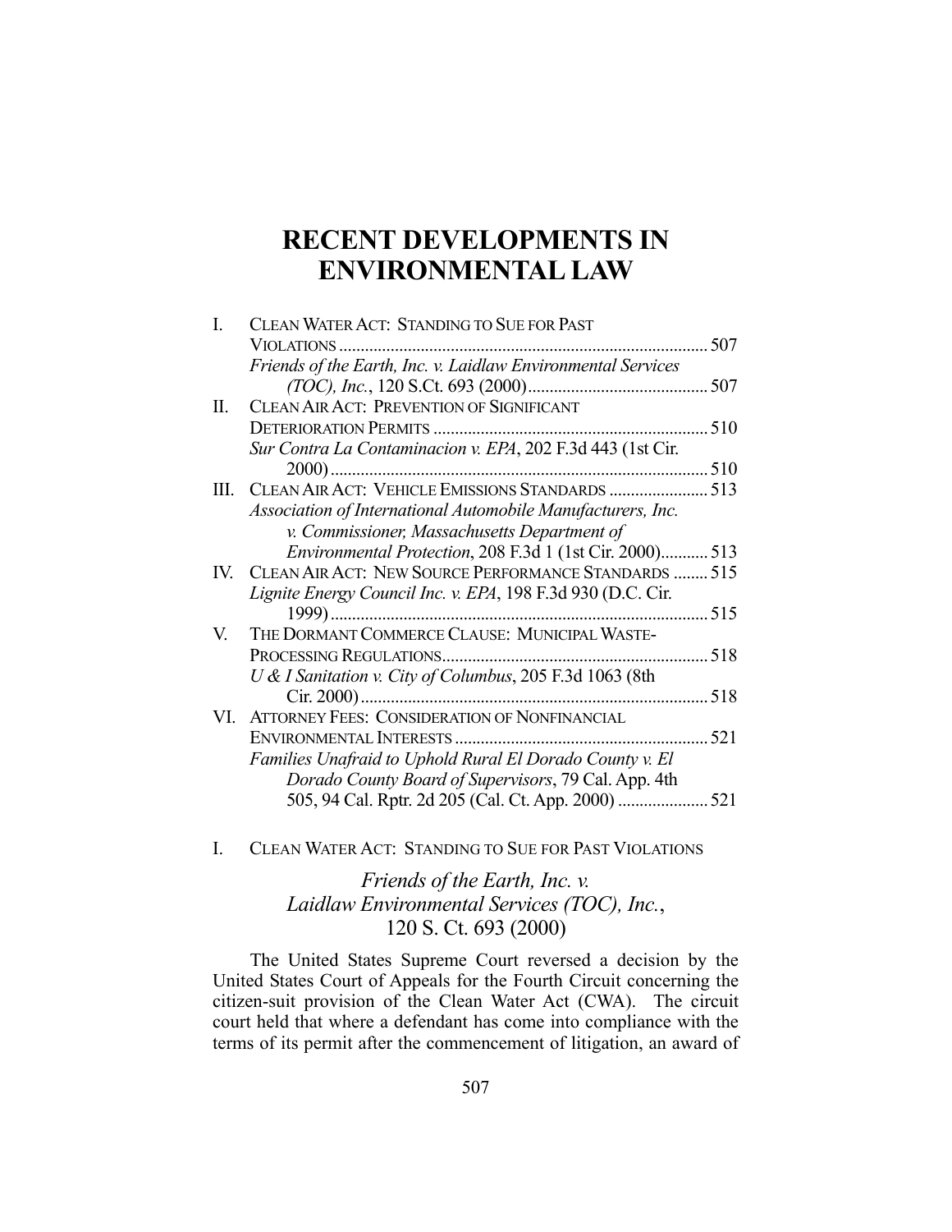# RECENT DEVELOPMENTS IN ENVIRONMENTAL LAW

I. CLEAN WATER ACT: STANDING TO SUE FOR PAST VIOLATIONS ..... 507
   *Friends of the Earth, Inc. v. Laidlaw Environmental Services (TOC), Inc.*, 120 S.Ct. 693 (2000) ..... 507

II. CLEAN AIR ACT: PREVENTION OF SIGNIFICANT DETERIORATION PERMITS ..... 510
   *Sur Contra La Contaminacion v. EPA*, 202 F.3d 443 (1st Cir. 2000) ..... 510

III. CLEAN AIR ACT: VEHICLE EMISSIONS STANDARDS ..... 513
   *Association of International Automobile Manufacturers, Inc. v. Commissioner, Massachusetts Department of Environmental Protection*, 208 F.3d 1 (1st Cir. 2000) ..... 513

IV. CLEAN AIR ACT: NEW SOURCE PERFORMANCE STANDARDS ..... 515
   *Lignite Energy Council Inc. v. EPA*, 198 F.3d 930 (D.C. Cir. 1999) ..... 515

V. THE DORMANT COMMERCE CLAUSE: MUNICIPAL WASTE-PROCESSING REGULATIONS ..... 518
   *U & I Sanitation v. City of Columbus*, 205 F.3d 1063 (8th Cir. 2000) ..... 518

VI. ATTORNEY FEES: CONSIDERATION OF NONFINANCIAL ENVIRONMENTAL INTERESTS ..... 521
   *Families Unafraid to Uphold Rural El Dorado County v. El Dorado County Board of Supervisors*, 79 Cal. App. 4th 505, 94 Cal. Rptr. 2d 205 (Cal. Ct. App. 2000) ..... 521

## I. CLEAN WATER ACT: STANDING TO SUE FOR PAST VIOLATIONS

### *Friends of the Earth, Inc. v. Laidlaw Environmental Services (TOC), Inc.*, 120 S. Ct. 693 (2000)

The United States Supreme Court reversed a decision by the United States Court of Appeals for the Fourth Circuit concerning the citizen-suit provision of the Clean Water Act (CWA). The circuit court held that where a defendant has come into compliance with the terms of its permit after the commencement of litigation, an award of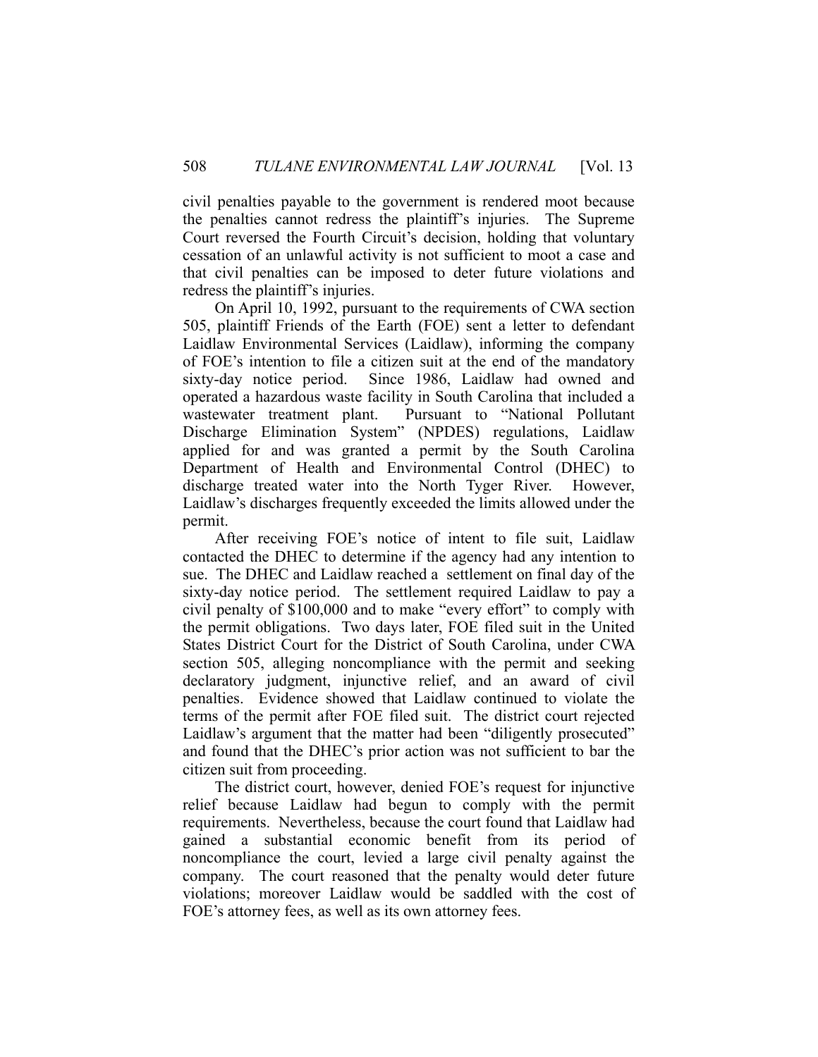civil penalties payable to the government is rendered moot because the penalties cannot redress the plaintiff's injuries. The Supreme Court reversed the Fourth Circuit's decision, holding that voluntary cessation of an unlawful activity is not sufficient to moot a case and that civil penalties can be imposed to deter future violations and redress the plaintiff's injuries.

On April 10, 1992, pursuant to the requirements of CWA section 505, plaintiff Friends of the Earth (FOE) sent a letter to defendant Laidlaw Environmental Services (Laidlaw), informing the company of FOE's intention to file a citizen suit at the end of the mandatory sixty-day notice period. Since 1986, Laidlaw had owned and operated a hazardous waste facility in South Carolina that included a wastewater treatment plant. Pursuant to "National Pollutant Discharge Elimination System" (NPDES) regulations, Laidlaw applied for and was granted a permit by the South Carolina Department of Health and Environmental Control (DHEC) to discharge treated water into the North Tyger River. However, Laidlaw's discharges frequently exceeded the limits allowed under the permit.

After receiving FOE's notice of intent to file suit, Laidlaw contacted the DHEC to determine if the agency had any intention to sue. The DHEC and Laidlaw reached a settlement on final day of the sixty-day notice period. The settlement required Laidlaw to pay a civil penalty of $100,000 and to make "every effort" to comply with the permit obligations. Two days later, FOE filed suit in the United States District Court for the District of South Carolina, under CWA section 505, alleging noncompliance with the permit and seeking declaratory judgment, injunctive relief, and an award of civil penalties. Evidence showed that Laidlaw continued to violate the terms of the permit after FOE filed suit. The district court rejected Laidlaw's argument that the matter had been "diligently prosecuted" and found that the DHEC's prior action was not sufficient to bar the citizen suit from proceeding.

The district court, however, denied FOE's request for injunctive relief because Laidlaw had begun to comply with the permit requirements. Nevertheless, because the court found that Laidlaw had gained a substantial economic benefit from its period of noncompliance the court, levied a large civil penalty against the company. The court reasoned that the penalty would deter future violations; moreover Laidlaw would be saddled with the cost of FOE's attorney fees, as well as its own attorney fees.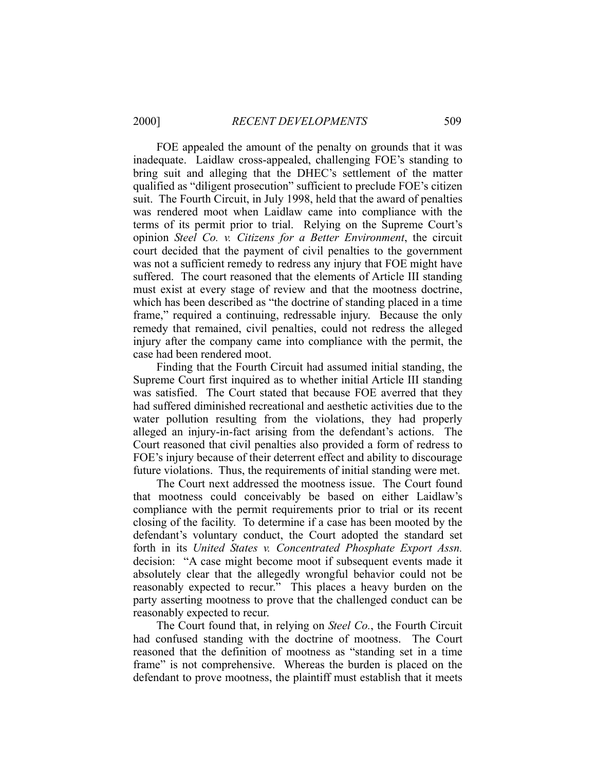FOE appealed the amount of the penalty on grounds that it was inadequate. Laidlaw cross-appealed, challenging FOE's standing to bring suit and alleging that the DHEC's settlement of the matter qualified as "diligent prosecution" sufficient to preclude FOE's citizen suit. The Fourth Circuit, in July 1998, held that the award of penalties was rendered moot when Laidlaw came into compliance with the terms of its permit prior to trial. Relying on the Supreme Court's opinion *Steel Co. v. Citizens for a Better Environment*, the circuit court decided that the payment of civil penalties to the government was not a sufficient remedy to redress any injury that FOE might have suffered. The court reasoned that the elements of Article III standing must exist at every stage of review and that the mootness doctrine, which has been described as "the doctrine of standing placed in a time frame," required a continuing, redressable injury. Because the only remedy that remained, civil penalties, could not redress the alleged injury after the company came into compliance with the permit, the case had been rendered moot.

Finding that the Fourth Circuit had assumed initial standing, the Supreme Court first inquired as to whether initial Article III standing was satisfied. The Court stated that because FOE averred that they had suffered diminished recreational and aesthetic activities due to the water pollution resulting from the violations, they had properly alleged an injury-in-fact arising from the defendant's actions. The Court reasoned that civil penalties also provided a form of redress to FOE's injury because of their deterrent effect and ability to discourage future violations. Thus, the requirements of initial standing were met.

The Court next addressed the mootness issue. The Court found that mootness could conceivably be based on either Laidlaw's compliance with the permit requirements prior to trial or its recent closing of the facility. To determine if a case has been mooted by the defendant's voluntary conduct, the Court adopted the standard set forth in its *United States v. Concentrated Phosphate Export Assn.* decision: "A case might become moot if subsequent events made it absolutely clear that the allegedly wrongful behavior could not be reasonably expected to recur." This places a heavy burden on the party asserting mootness to prove that the challenged conduct can be reasonably expected to recur.

The Court found that, in relying on *Steel Co.*, the Fourth Circuit had confused standing with the doctrine of mootness. The Court reasoned that the definition of mootness as "standing set in a time frame" is not comprehensive. Whereas the burden is placed on the defendant to prove mootness, the plaintiff must establish that it meets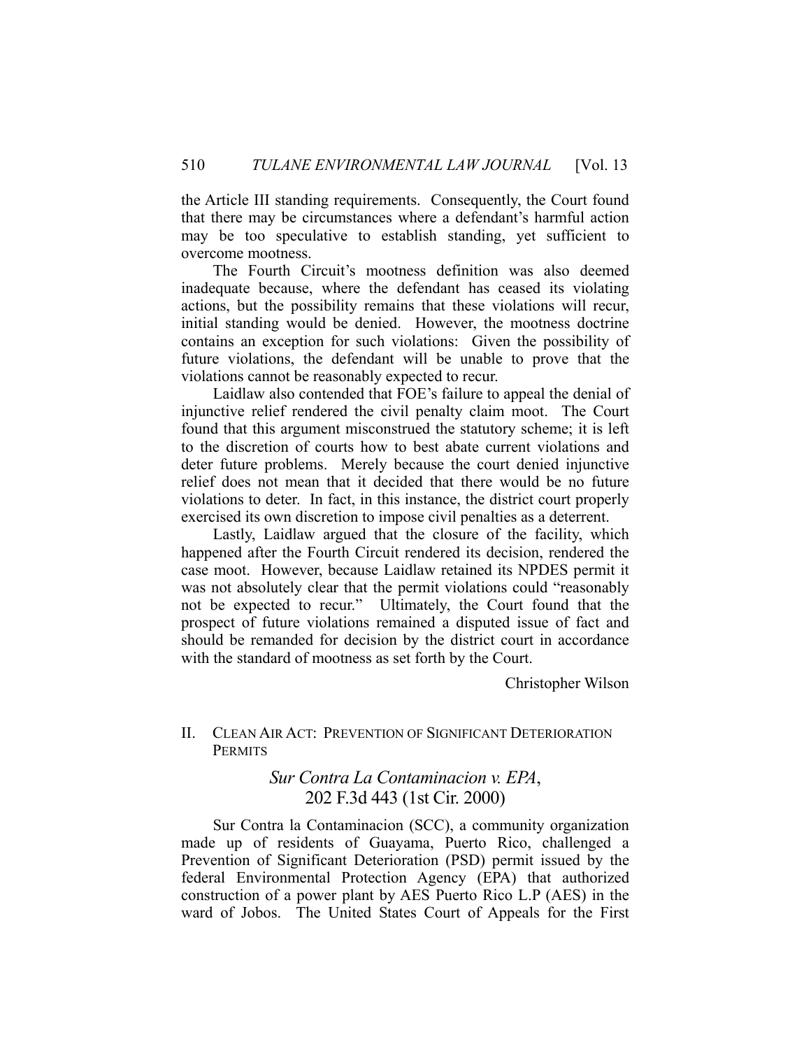the Article III standing requirements. Consequently, the Court found that there may be circumstances where a defendant's harmful action may be too speculative to establish standing, yet sufficient to overcome mootness.

The Fourth Circuit's mootness definition was also deemed inadequate because, where the defendant has ceased its violating actions, but the possibility remains that these violations will recur, initial standing would be denied. However, the mootness doctrine contains an exception for such violations: Given the possibility of future violations, the defendant will be unable to prove that the violations cannot be reasonably expected to recur.

Laidlaw also contended that FOE's failure to appeal the denial of injunctive relief rendered the civil penalty claim moot. The Court found that this argument misconstrued the statutory scheme; it is left to the discretion of courts how to best abate current violations and deter future problems. Merely because the court denied injunctive relief does not mean that it decided that there would be no future violations to deter. In fact, in this instance, the district court properly exercised its own discretion to impose civil penalties as a deterrent.

Lastly, Laidlaw argued that the closure of the facility, which happened after the Fourth Circuit rendered its decision, rendered the case moot. However, because Laidlaw retained its NPDES permit it was not absolutely clear that the permit violations could "reasonably not be expected to recur." Ultimately, the Court found that the prospect of future violations remained a disputed issue of fact and should be remanded for decision by the district court in accordance with the standard of mootness as set forth by the Court.

Christopher Wilson

## II. Clean Air Act: Prevention of Significant Deterioration Permits

### *Sur Contra La Contaminacion v. EPA*, 202 F.3d 443 (1st Cir. 2000)

Sur Contra la Contaminacion (SCC), a community organization made up of residents of Guayama, Puerto Rico, challenged a Prevention of Significant Deterioration (PSD) permit issued by the federal Environmental Protection Agency (EPA) that authorized construction of a power plant by AES Puerto Rico L.P (AES) in the ward of Jobos. The United States Court of Appeals for the First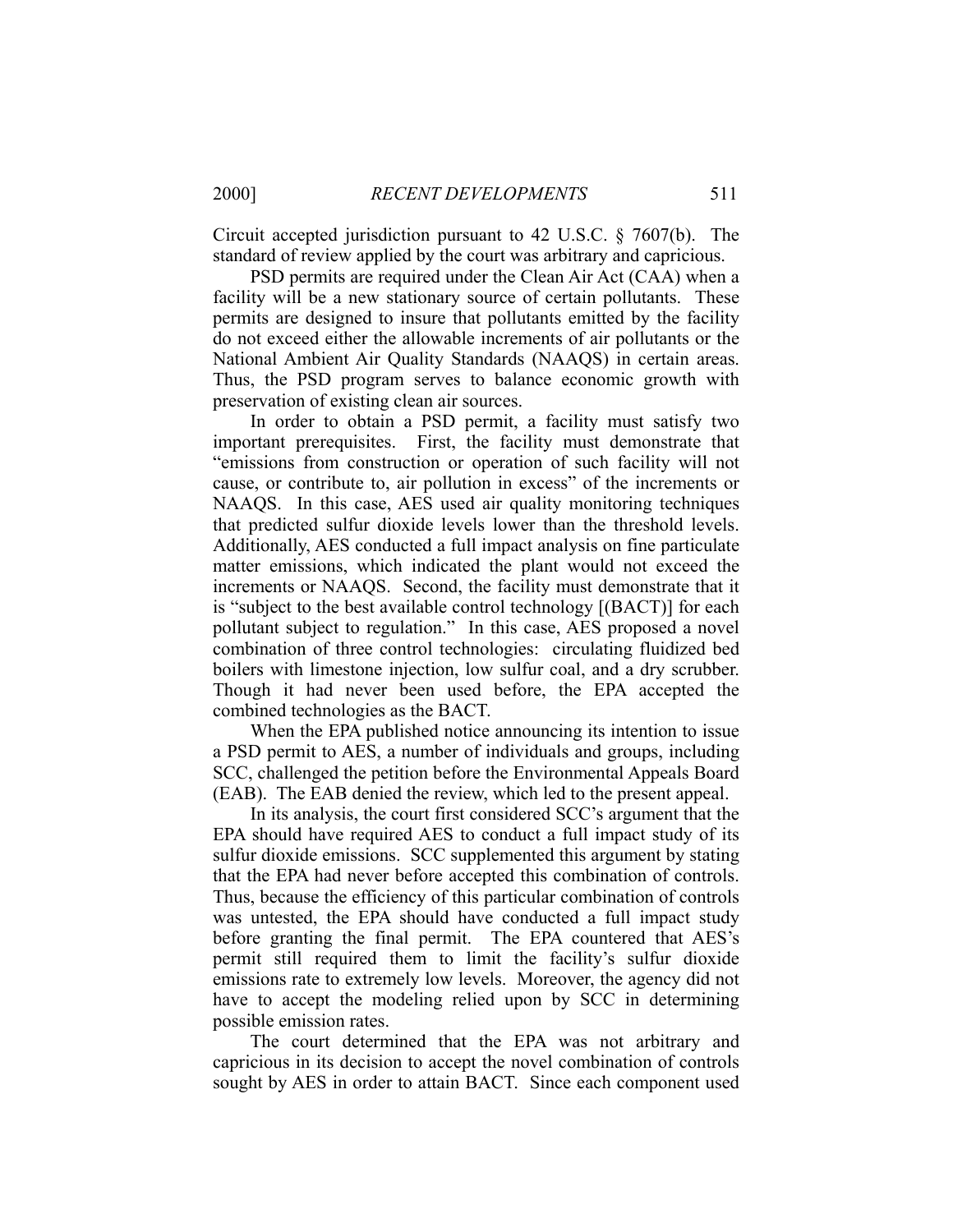Circuit accepted jurisdiction pursuant to 42 U.S.C. § 7607(b). The standard of review applied by the court was arbitrary and capricious.

PSD permits are required under the Clean Air Act (CAA) when a facility will be a new stationary source of certain pollutants. These permits are designed to insure that pollutants emitted by the facility do not exceed either the allowable increments of air pollutants or the National Ambient Air Quality Standards (NAAQS) in certain areas. Thus, the PSD program serves to balance economic growth with preservation of existing clean air sources.

In order to obtain a PSD permit, a facility must satisfy two important prerequisites. First, the facility must demonstrate that "emissions from construction or operation of such facility will not cause, or contribute to, air pollution in excess" of the increments or NAAQS. In this case, AES used air quality monitoring techniques that predicted sulfur dioxide levels lower than the threshold levels. Additionally, AES conducted a full impact analysis on fine particulate matter emissions, which indicated the plant would not exceed the increments or NAAQS. Second, the facility must demonstrate that it is "subject to the best available control technology [(BACT)] for each pollutant subject to regulation." In this case, AES proposed a novel combination of three control technologies: circulating fluidized bed boilers with limestone injection, low sulfur coal, and a dry scrubber. Though it had never been used before, the EPA accepted the combined technologies as the BACT.

When the EPA published notice announcing its intention to issue a PSD permit to AES, a number of individuals and groups, including SCC, challenged the petition before the Environmental Appeals Board (EAB). The EAB denied the review, which led to the present appeal.

In its analysis, the court first considered SCC's argument that the EPA should have required AES to conduct a full impact study of its sulfur dioxide emissions. SCC supplemented this argument by stating that the EPA had never before accepted this combination of controls. Thus, because the efficiency of this particular combination of controls was untested, the EPA should have conducted a full impact study before granting the final permit. The EPA countered that AES's permit still required them to limit the facility's sulfur dioxide emissions rate to extremely low levels. Moreover, the agency did not have to accept the modeling relied upon by SCC in determining possible emission rates.

The court determined that the EPA was not arbitrary and capricious in its decision to accept the novel combination of controls sought by AES in order to attain BACT. Since each component used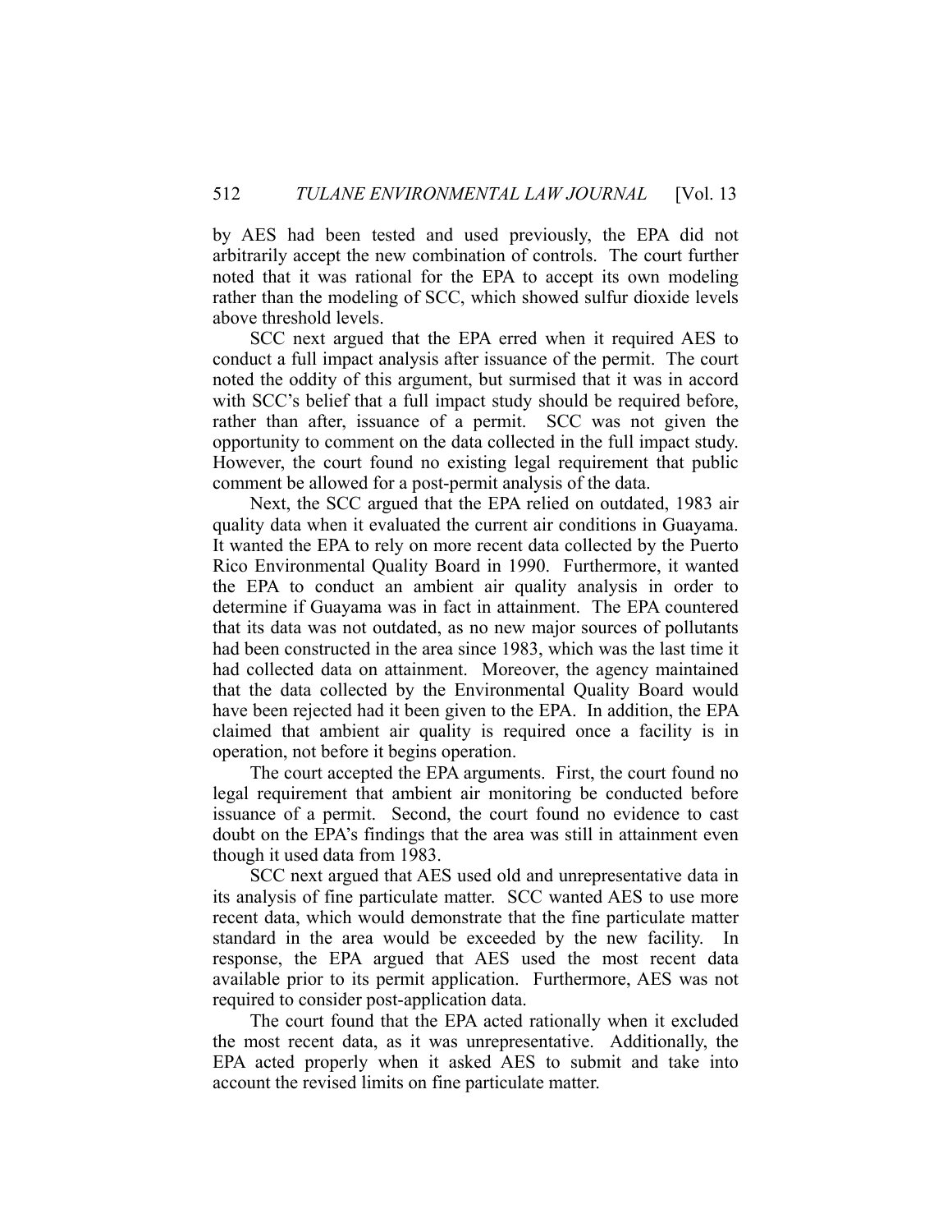by AES had been tested and used previously, the EPA did not arbitrarily accept the new combination of controls. The court further noted that it was rational for the EPA to accept its own modeling rather than the modeling of SCC, which showed sulfur dioxide levels above threshold levels.

SCC next argued that the EPA erred when it required AES to conduct a full impact analysis after issuance of the permit. The court noted the oddity of this argument, but surmised that it was in accord with SCC's belief that a full impact study should be required before, rather than after, issuance of a permit. SCC was not given the opportunity to comment on the data collected in the full impact study. However, the court found no existing legal requirement that public comment be allowed for a post-permit analysis of the data.

Next, the SCC argued that the EPA relied on outdated, 1983 air quality data when it evaluated the current air conditions in Guayama. It wanted the EPA to rely on more recent data collected by the Puerto Rico Environmental Quality Board in 1990. Furthermore, it wanted the EPA to conduct an ambient air quality analysis in order to determine if Guayama was in fact in attainment. The EPA countered that its data was not outdated, as no new major sources of pollutants had been constructed in the area since 1983, which was the last time it had collected data on attainment. Moreover, the agency maintained that the data collected by the Environmental Quality Board would have been rejected had it been given to the EPA. In addition, the EPA claimed that ambient air quality is required once a facility is in operation, not before it begins operation.

The court accepted the EPA arguments. First, the court found no legal requirement that ambient air monitoring be conducted before issuance of a permit. Second, the court found no evidence to cast doubt on the EPA's findings that the area was still in attainment even though it used data from 1983.

SCC next argued that AES used old and unrepresentative data in its analysis of fine particulate matter. SCC wanted AES to use more recent data, which would demonstrate that the fine particulate matter standard in the area would be exceeded by the new facility. In response, the EPA argued that AES used the most recent data available prior to its permit application. Furthermore, AES was not required to consider post-application data.

The court found that the EPA acted rationally when it excluded the most recent data, as it was unrepresentative. Additionally, the EPA acted properly when it asked AES to submit and take into account the revised limits on fine particulate matter.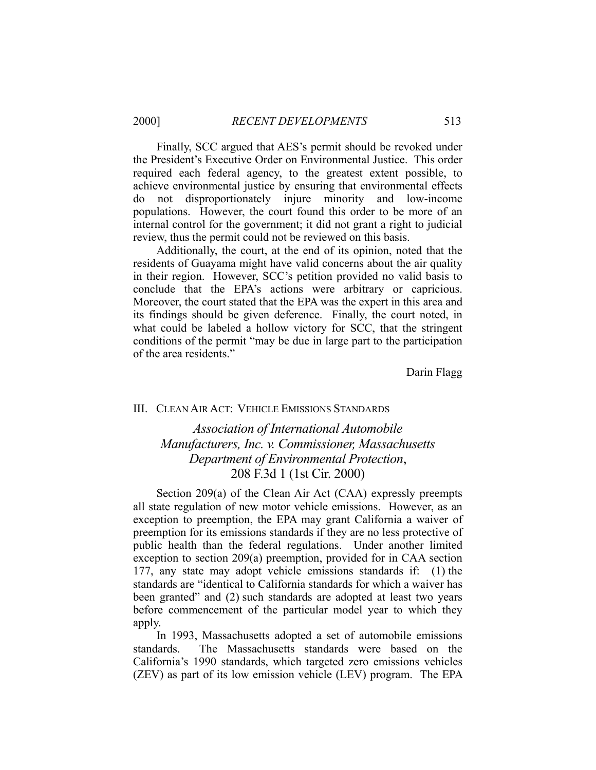Finally, SCC argued that AES's permit should be revoked under the President's Executive Order on Environmental Justice. This order required each federal agency, to the greatest extent possible, to achieve environmental justice by ensuring that environmental effects do not disproportionately injure minority and low-income populations. However, the court found this order to be more of an internal control for the government; it did not grant a right to judicial review, thus the permit could not be reviewed on this basis.

Additionally, the court, at the end of its opinion, noted that the residents of Guayama might have valid concerns about the air quality in their region. However, SCC's petition provided no valid basis to conclude that the EPA's actions were arbitrary or capricious. Moreover, the court stated that the EPA was the expert in this area and its findings should be given deference. Finally, the court noted, in what could be labeled a hollow victory for SCC, that the stringent conditions of the permit "may be due in large part to the participation of the area residents."

Darin Flagg

## III. CLEAN AIR ACT: VEHICLE EMISSIONS STANDARDS

### *Association of International Automobile Manufacturers, Inc. v. Commissioner, Massachusetts Department of Environmental Protection*, 208 F.3d 1 (1st Cir. 2000)

Section 209(a) of the Clean Air Act (CAA) expressly preempts all state regulation of new motor vehicle emissions. However, as an exception to preemption, the EPA may grant California a waiver of preemption for its emissions standards if they are no less protective of public health than the federal regulations. Under another limited exception to section 209(a) preemption, provided for in CAA section 177, any state may adopt vehicle emissions standards if: (1) the standards are "identical to California standards for which a waiver has been granted" and (2) such standards are adopted at least two years before commencement of the particular model year to which they apply.

In 1993, Massachusetts adopted a set of automobile emissions standards. The Massachusetts standards were based on the California's 1990 standards, which targeted zero emissions vehicles (ZEV) as part of its low emission vehicle (LEV) program. The EPA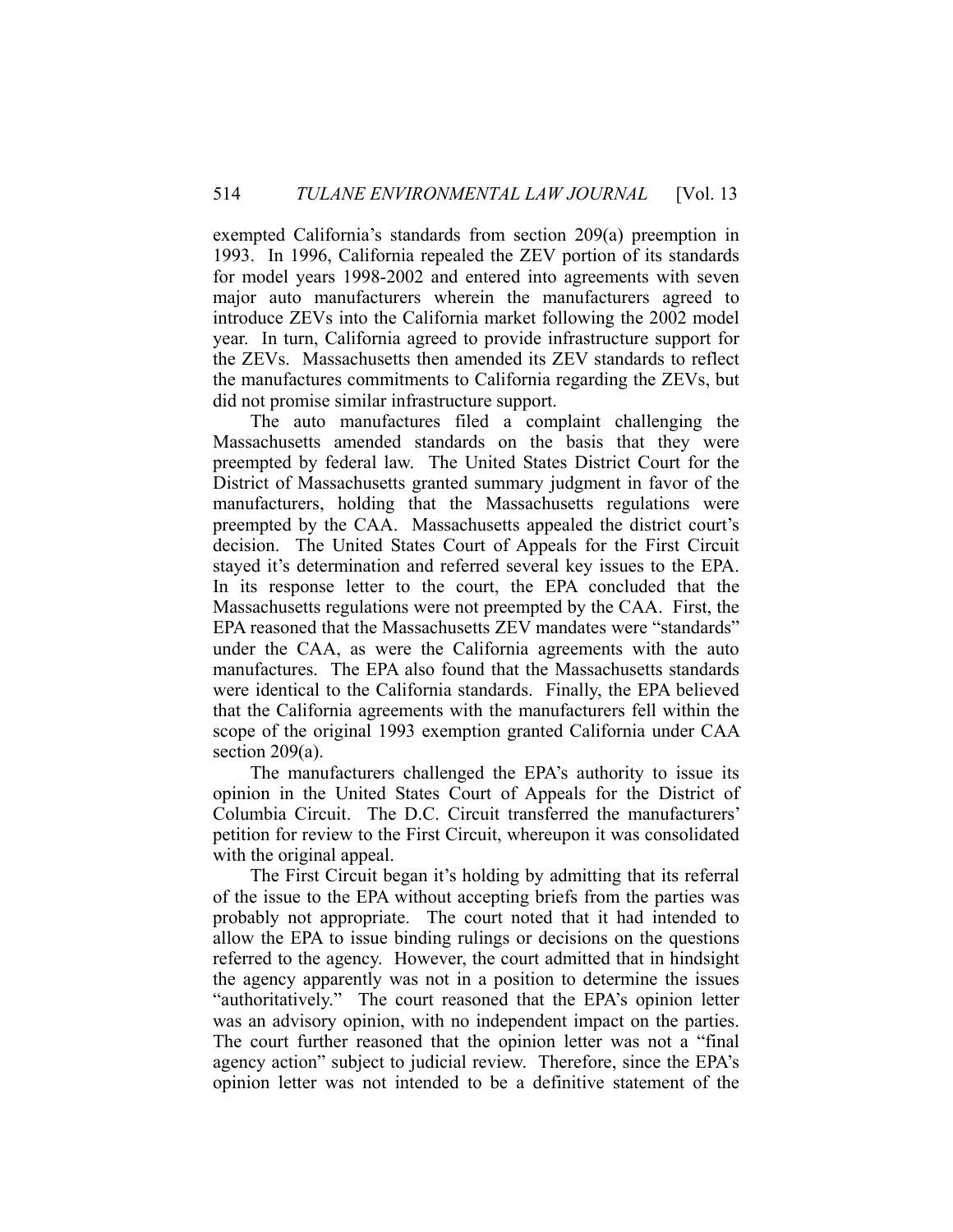exempted California's standards from section 209(a) preemption in 1993. In 1996, California repealed the ZEV portion of its standards for model years 1998-2002 and entered into agreements with seven major auto manufacturers wherein the manufacturers agreed to introduce ZEVs into the California market following the 2002 model year. In turn, California agreed to provide infrastructure support for the ZEVs. Massachusetts then amended its ZEV standards to reflect the manufactures commitments to California regarding the ZEVs, but did not promise similar infrastructure support.

The auto manufactures filed a complaint challenging the Massachusetts amended standards on the basis that they were preempted by federal law. The United States District Court for the District of Massachusetts granted summary judgment in favor of the manufacturers, holding that the Massachusetts regulations were preempted by the CAA. Massachusetts appealed the district court's decision. The United States Court of Appeals for the First Circuit stayed it's determination and referred several key issues to the EPA. In its response letter to the court, the EPA concluded that the Massachusetts regulations were not preempted by the CAA. First, the EPA reasoned that the Massachusetts ZEV mandates were "standards" under the CAA, as were the California agreements with the auto manufactures. The EPA also found that the Massachusetts standards were identical to the California standards. Finally, the EPA believed that the California agreements with the manufacturers fell within the scope of the original 1993 exemption granted California under CAA section 209(a).

The manufacturers challenged the EPA's authority to issue its opinion in the United States Court of Appeals for the District of Columbia Circuit. The D.C. Circuit transferred the manufacturers' petition for review to the First Circuit, whereupon it was consolidated with the original appeal.

The First Circuit began it's holding by admitting that its referral of the issue to the EPA without accepting briefs from the parties was probably not appropriate. The court noted that it had intended to allow the EPA to issue binding rulings or decisions on the questions referred to the agency. However, the court admitted that in hindsight the agency apparently was not in a position to determine the issues "authoritatively." The court reasoned that the EPA's opinion letter was an advisory opinion, with no independent impact on the parties. The court further reasoned that the opinion letter was not a "final agency action" subject to judicial review. Therefore, since the EPA's opinion letter was not intended to be a definitive statement of the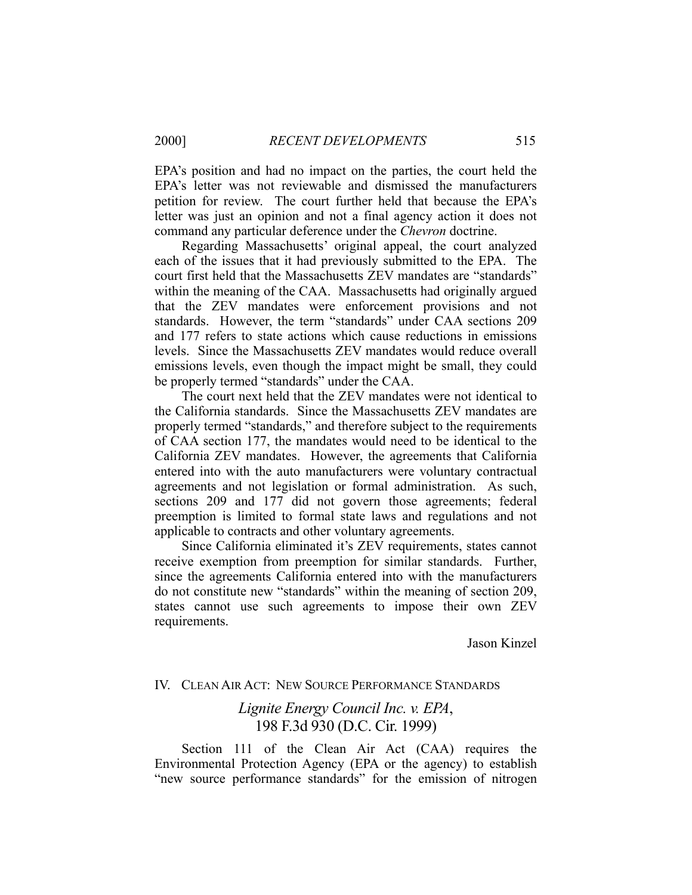EPA's position and had no impact on the parties, the court held the EPA's letter was not reviewable and dismissed the manufacturers petition for review. The court further held that because the EPA's letter was just an opinion and not a final agency action it does not command any particular deference under the *Chevron* doctrine.

Regarding Massachusetts' original appeal, the court analyzed each of the issues that it had previously submitted to the EPA. The court first held that the Massachusetts ZEV mandates are "standards" within the meaning of the CAA. Massachusetts had originally argued that the ZEV mandates were enforcement provisions and not standards. However, the term "standards" under CAA sections 209 and 177 refers to state actions which cause reductions in emissions levels. Since the Massachusetts ZEV mandates would reduce overall emissions levels, even though the impact might be small, they could be properly termed "standards" under the CAA.

The court next held that the ZEV mandates were not identical to the California standards. Since the Massachusetts ZEV mandates are properly termed "standards," and therefore subject to the requirements of CAA section 177, the mandates would need to be identical to the California ZEV mandates. However, the agreements that California entered into with the auto manufacturers were voluntary contractual agreements and not legislation or formal administration. As such, sections 209 and 177 did not govern those agreements; federal preemption is limited to formal state laws and regulations and not applicable to contracts and other voluntary agreements.

Since California eliminated it's ZEV requirements, states cannot receive exemption from preemption for similar standards. Further, since the agreements California entered into with the manufacturers do not constitute new "standards" within the meaning of section 209, states cannot use such agreements to impose their own ZEV requirements.

Jason Kinzel

## IV. CLEAN AIR ACT: NEW SOURCE PERFORMANCE STANDARDS

### *Lignite Energy Council Inc. v. EPA*, 198 F.3d 930 (D.C. Cir. 1999)

Section 111 of the Clean Air Act (CAA) requires the Environmental Protection Agency (EPA or the agency) to establish "new source performance standards" for the emission of nitrogen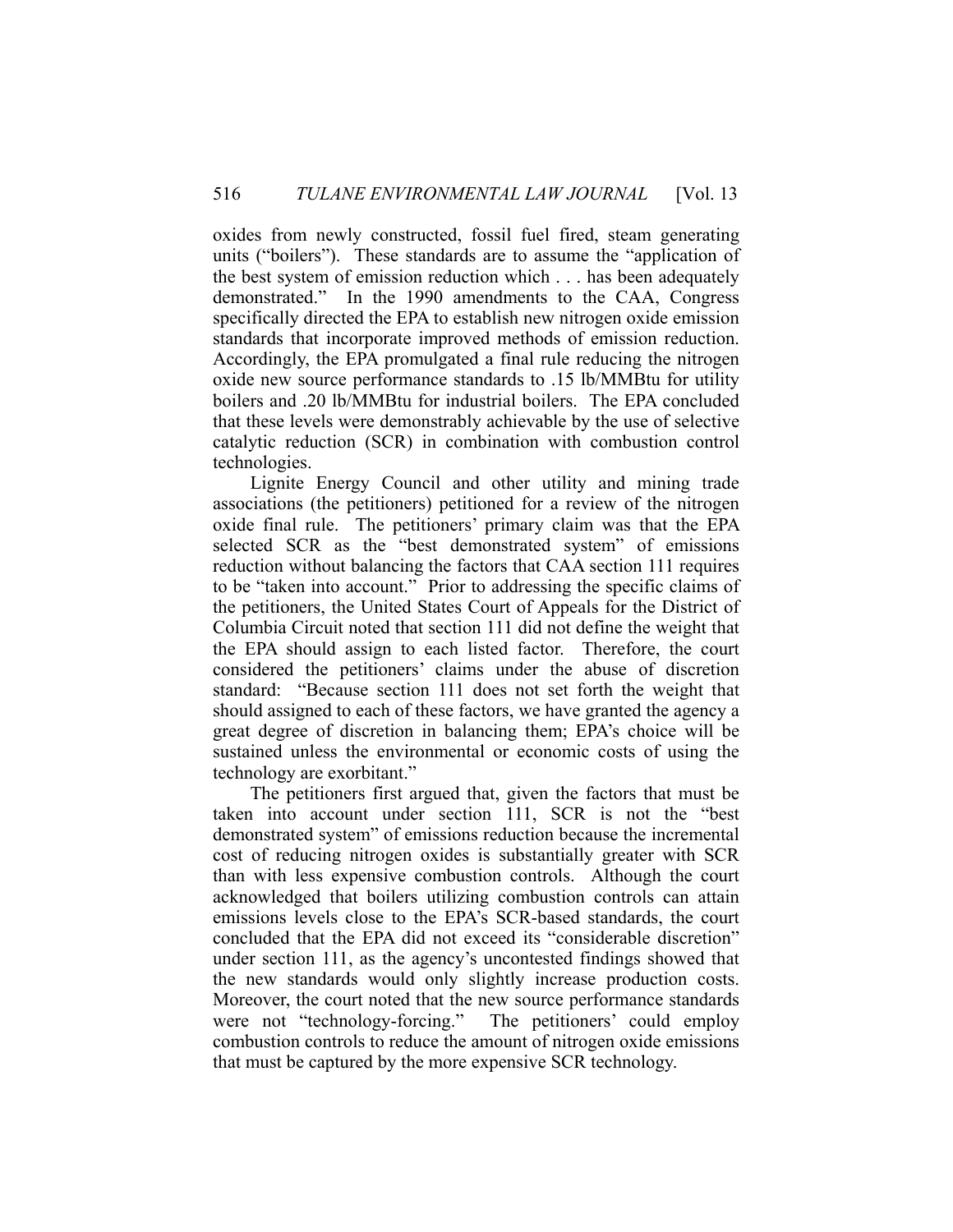oxides from newly constructed, fossil fuel fired, steam generating units ("boilers"). These standards are to assume the "application of the best system of emission reduction which . . . has been adequately demonstrated." In the 1990 amendments to the CAA, Congress specifically directed the EPA to establish new nitrogen oxide emission standards that incorporate improved methods of emission reduction. Accordingly, the EPA promulgated a final rule reducing the nitrogen oxide new source performance standards to .15 lb/MMBtu for utility boilers and .20 lb/MMBtu for industrial boilers. The EPA concluded that these levels were demonstrably achievable by the use of selective catalytic reduction (SCR) in combination with combustion control technologies.

Lignite Energy Council and other utility and mining trade associations (the petitioners) petitioned for a review of the nitrogen oxide final rule. The petitioners' primary claim was that the EPA selected SCR as the "best demonstrated system" of emissions reduction without balancing the factors that CAA section 111 requires to be "taken into account." Prior to addressing the specific claims of the petitioners, the United States Court of Appeals for the District of Columbia Circuit noted that section 111 did not define the weight that the EPA should assign to each listed factor. Therefore, the court considered the petitioners' claims under the abuse of discretion standard: "Because section 111 does not set forth the weight that should assigned to each of these factors, we have granted the agency a great degree of discretion in balancing them; EPA's choice will be sustained unless the environmental or economic costs of using the technology are exorbitant."

The petitioners first argued that, given the factors that must be taken into account under section 111, SCR is not the "best demonstrated system" of emissions reduction because the incremental cost of reducing nitrogen oxides is substantially greater with SCR than with less expensive combustion controls. Although the court acknowledged that boilers utilizing combustion controls can attain emissions levels close to the EPA's SCR-based standards, the court concluded that the EPA did not exceed its "considerable discretion" under section 111, as the agency's uncontested findings showed that the new standards would only slightly increase production costs. Moreover, the court noted that the new source performance standards were not "technology-forcing." The petitioners' could employ combustion controls to reduce the amount of nitrogen oxide emissions that must be captured by the more expensive SCR technology.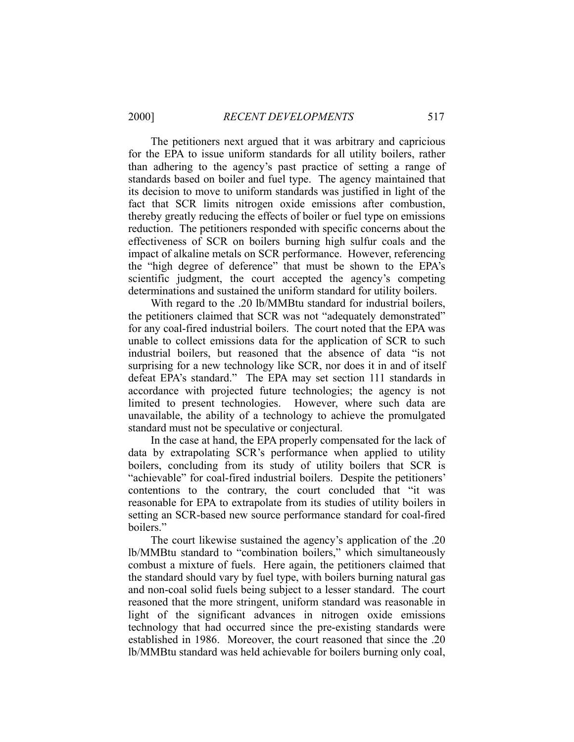The petitioners next argued that it was arbitrary and capricious for the EPA to issue uniform standards for all utility boilers, rather than adhering to the agency's past practice of setting a range of standards based on boiler and fuel type. The agency maintained that its decision to move to uniform standards was justified in light of the fact that SCR limits nitrogen oxide emissions after combustion, thereby greatly reducing the effects of boiler or fuel type on emissions reduction. The petitioners responded with specific concerns about the effectiveness of SCR on boilers burning high sulfur coals and the impact of alkaline metals on SCR performance. However, referencing the "high degree of deference" that must be shown to the EPA's scientific judgment, the court accepted the agency's competing determinations and sustained the uniform standard for utility boilers.

With regard to the .20 lb/MMBtu standard for industrial boilers, the petitioners claimed that SCR was not "adequately demonstrated" for any coal-fired industrial boilers. The court noted that the EPA was unable to collect emissions data for the application of SCR to such industrial boilers, but reasoned that the absence of data "is not surprising for a new technology like SCR, nor does it in and of itself defeat EPA's standard." The EPA may set section 111 standards in accordance with projected future technologies; the agency is not limited to present technologies. However, where such data are unavailable, the ability of a technology to achieve the promulgated standard must not be speculative or conjectural.

In the case at hand, the EPA properly compensated for the lack of data by extrapolating SCR's performance when applied to utility boilers, concluding from its study of utility boilers that SCR is "achievable" for coal-fired industrial boilers. Despite the petitioners' contentions to the contrary, the court concluded that "it was reasonable for EPA to extrapolate from its studies of utility boilers in setting an SCR-based new source performance standard for coal-fired boilers."

The court likewise sustained the agency's application of the .20 lb/MMBtu standard to "combination boilers," which simultaneously combust a mixture of fuels. Here again, the petitioners claimed that the standard should vary by fuel type, with boilers burning natural gas and non-coal solid fuels being subject to a lesser standard. The court reasoned that the more stringent, uniform standard was reasonable in light of the significant advances in nitrogen oxide emissions technology that had occurred since the pre-existing standards were established in 1986. Moreover, the court reasoned that since the .20 lb/MMBtu standard was held achievable for boilers burning only coal,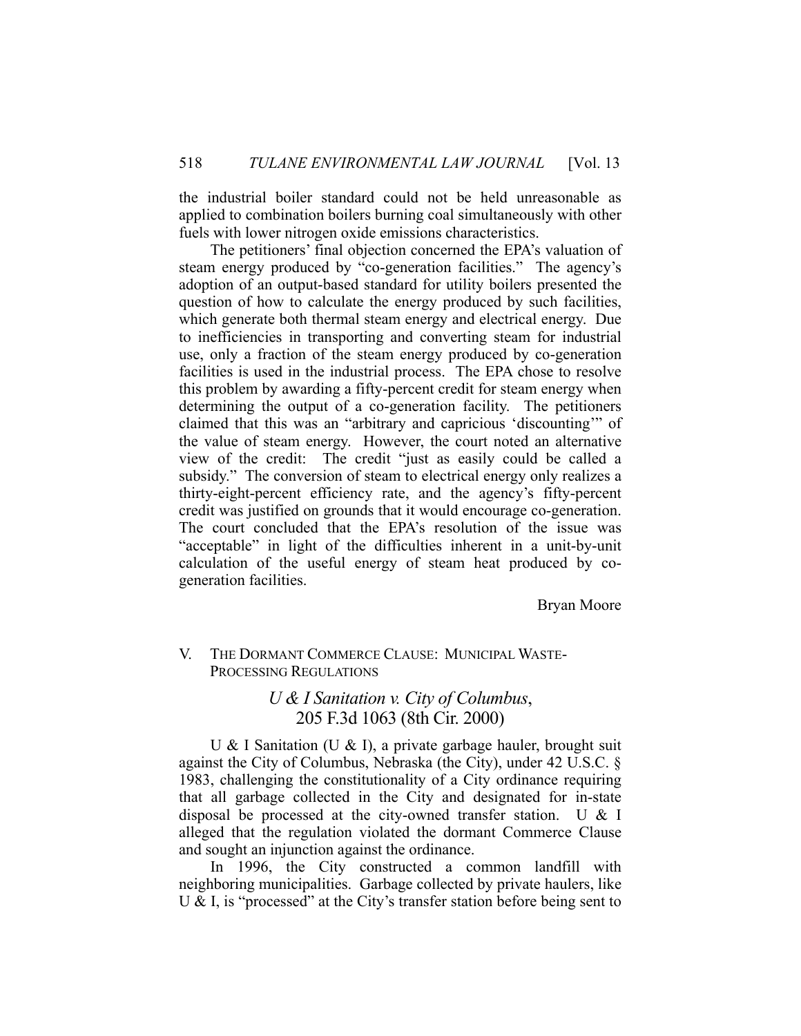the industrial boiler standard could not be held unreasonable as applied to combination boilers burning coal simultaneously with other fuels with lower nitrogen oxide emissions characteristics.

The petitioners' final objection concerned the EPA's valuation of steam energy produced by "co-generation facilities." The agency's adoption of an output-based standard for utility boilers presented the question of how to calculate the energy produced by such facilities, which generate both thermal steam energy and electrical energy. Due to inefficiencies in transporting and converting steam for industrial use, only a fraction of the steam energy produced by co-generation facilities is used in the industrial process. The EPA chose to resolve this problem by awarding a fifty-percent credit for steam energy when determining the output of a co-generation facility. The petitioners claimed that this was an "arbitrary and capricious 'discounting'" of the value of steam energy. However, the court noted an alternative view of the credit: The credit "just as easily could be called a subsidy." The conversion of steam to electrical energy only realizes a thirty-eight-percent efficiency rate, and the agency's fifty-percent credit was justified on grounds that it would encourage co-generation. The court concluded that the EPA's resolution of the issue was "acceptable" in light of the difficulties inherent in a unit-by-unit calculation of the useful energy of steam heat produced by co-generation facilities.

Bryan Moore

## V. THE DORMANT COMMERCE CLAUSE: MUNICIPAL WASTE-PROCESSING REGULATIONS

### *U & I Sanitation v. City of Columbus*, 205 F.3d 1063 (8th Cir. 2000)

U & I Sanitation (U & I), a private garbage hauler, brought suit against the City of Columbus, Nebraska (the City), under 42 U.S.C. § 1983, challenging the constitutionality of a City ordinance requiring that all garbage collected in the City and designated for in-state disposal be processed at the city-owned transfer station. U & I alleged that the regulation violated the dormant Commerce Clause and sought an injunction against the ordinance.

In 1996, the City constructed a common landfill with neighboring municipalities. Garbage collected by private haulers, like U & I, is "processed" at the City's transfer station before being sent to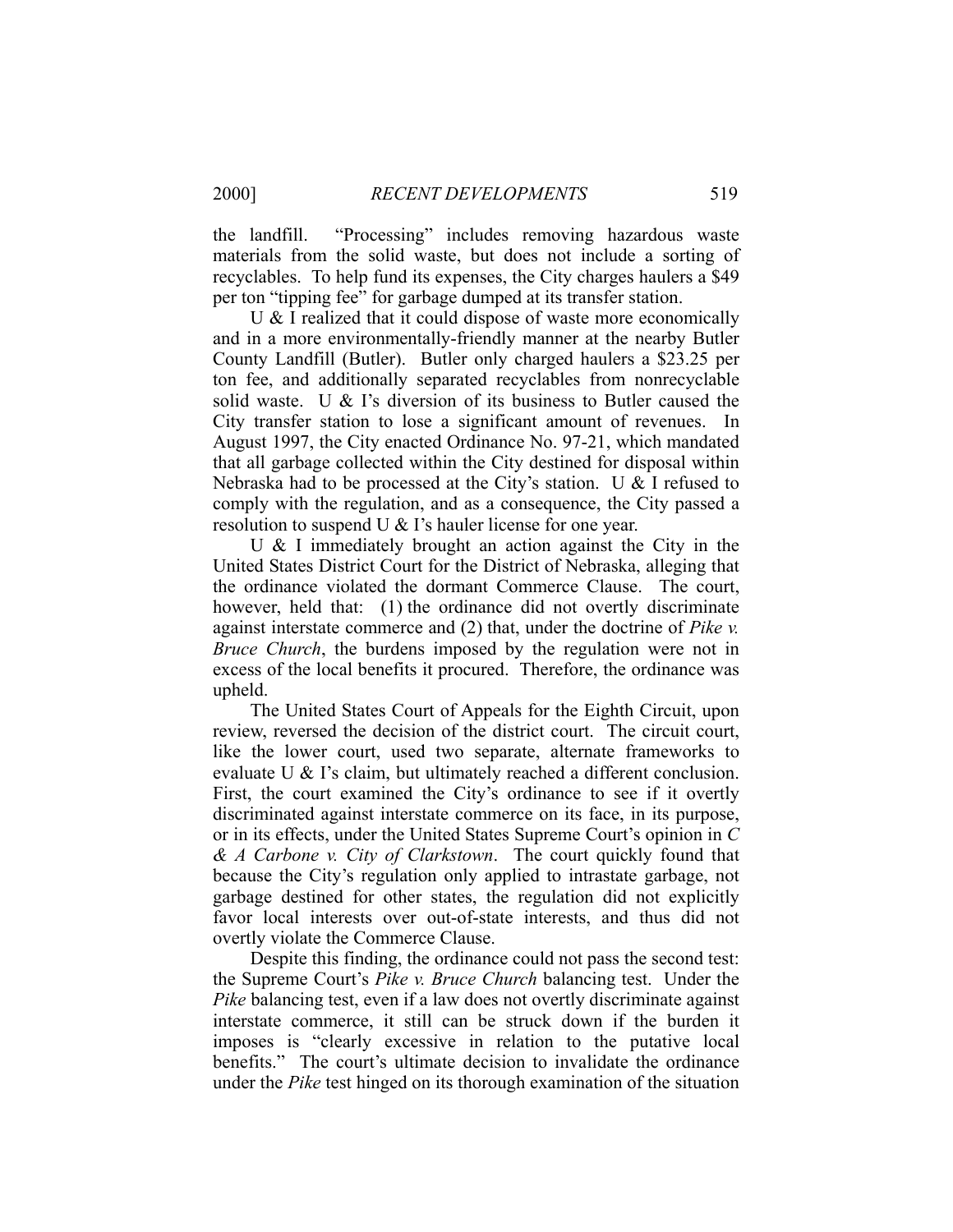the landfill. "Processing" includes removing hazardous waste materials from the solid waste, but does not include a sorting of recyclables. To help fund its expenses, the City charges haulers a $49 per ton "tipping fee" for garbage dumped at its transfer station.

U & I realized that it could dispose of waste more economically and in a more environmentally-friendly manner at the nearby Butler County Landfill (Butler). Butler only charged haulers a $23.25 per ton fee, and additionally separated recyclables from nonrecyclable solid waste. U & I's diversion of its business to Butler caused the City transfer station to lose a significant amount of revenues. In August 1997, the City enacted Ordinance No. 97-21, which mandated that all garbage collected within the City destined for disposal within Nebraska had to be processed at the City's station. U & I refused to comply with the regulation, and as a consequence, the City passed a resolution to suspend U & I's hauler license for one year.

U & I immediately brought an action against the City in the United States District Court for the District of Nebraska, alleging that the ordinance violated the dormant Commerce Clause. The court, however, held that: (1) the ordinance did not overtly discriminate against interstate commerce and (2) that, under the doctrine of *Pike v. Bruce Church*, the burdens imposed by the regulation were not in excess of the local benefits it procured. Therefore, the ordinance was upheld.

The United States Court of Appeals for the Eighth Circuit, upon review, reversed the decision of the district court. The circuit court, like the lower court, used two separate, alternate frameworks to evaluate U & I's claim, but ultimately reached a different conclusion. First, the court examined the City's ordinance to see if it overtly discriminated against interstate commerce on its face, in its purpose, or in its effects, under the United States Supreme Court's opinion in *C & A Carbone v. City of Clarkstown*. The court quickly found that because the City's regulation only applied to intrastate garbage, not garbage destined for other states, the regulation did not explicitly favor local interests over out-of-state interests, and thus did not overtly violate the Commerce Clause.

Despite this finding, the ordinance could not pass the second test: the Supreme Court's *Pike v. Bruce Church* balancing test. Under the *Pike* balancing test, even if a law does not overtly discriminate against interstate commerce, it still can be struck down if the burden it imposes is "clearly excessive in relation to the putative local benefits." The court's ultimate decision to invalidate the ordinance under the *Pike* test hinged on its thorough examination of the situation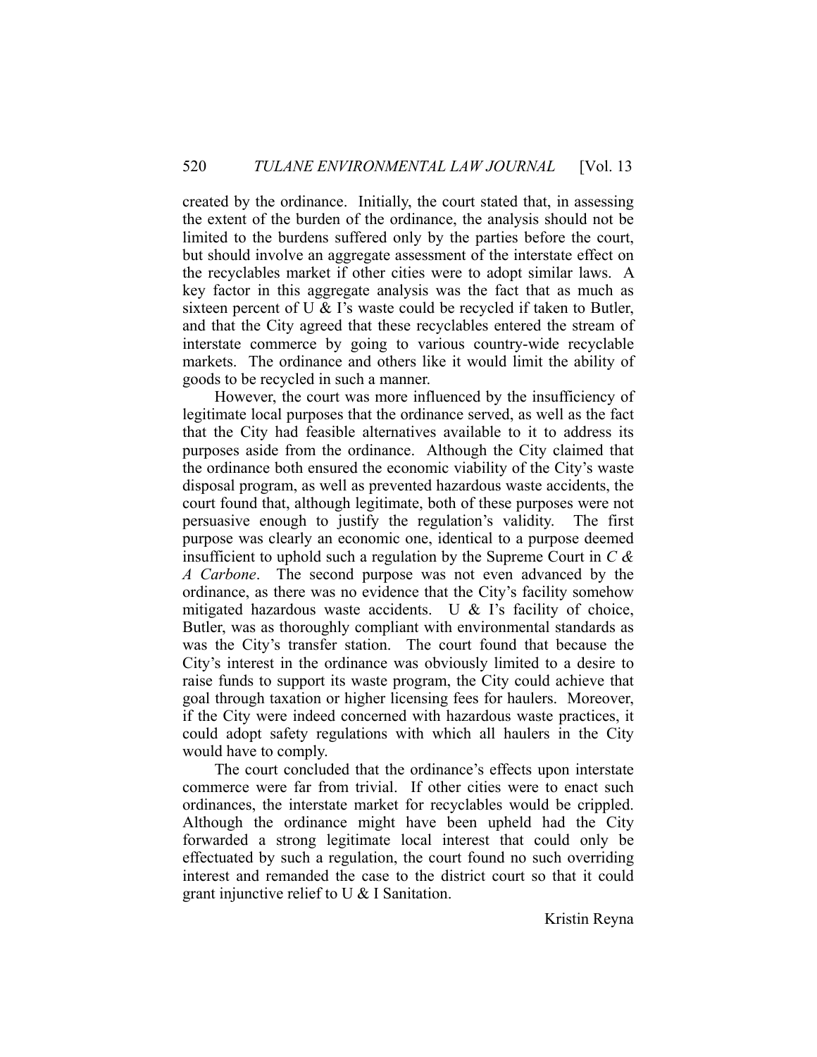created by the ordinance. Initially, the court stated that, in assessing the extent of the burden of the ordinance, the analysis should not be limited to the burdens suffered only by the parties before the court, but should involve an aggregate assessment of the interstate effect on the recyclables market if other cities were to adopt similar laws. A key factor in this aggregate analysis was the fact that as much as sixteen percent of U & I's waste could be recycled if taken to Butler, and that the City agreed that these recyclables entered the stream of interstate commerce by going to various country-wide recyclable markets. The ordinance and others like it would limit the ability of goods to be recycled in such a manner.

However, the court was more influenced by the insufficiency of legitimate local purposes that the ordinance served, as well as the fact that the City had feasible alternatives available to it to address its purposes aside from the ordinance. Although the City claimed that the ordinance both ensured the economic viability of the City's waste disposal program, as well as prevented hazardous waste accidents, the court found that, although legitimate, both of these purposes were not persuasive enough to justify the regulation's validity. The first purpose was clearly an economic one, identical to a purpose deemed insufficient to uphold such a regulation by the Supreme Court in *C & A Carbone*. The second purpose was not even advanced by the ordinance, as there was no evidence that the City's facility somehow mitigated hazardous waste accidents. U & I's facility of choice, Butler, was as thoroughly compliant with environmental standards as was the City's transfer station. The court found that because the City's interest in the ordinance was obviously limited to a desire to raise funds to support its waste program, the City could achieve that goal through taxation or higher licensing fees for haulers. Moreover, if the City were indeed concerned with hazardous waste practices, it could adopt safety regulations with which all haulers in the City would have to comply.

The court concluded that the ordinance's effects upon interstate commerce were far from trivial. If other cities were to enact such ordinances, the interstate market for recyclables would be crippled. Although the ordinance might have been upheld had the City forwarded a strong legitimate local interest that could only be effectuated by such a regulation, the court found no such overriding interest and remanded the case to the district court so that it could grant injunctive relief to U & I Sanitation.

Kristin Reyna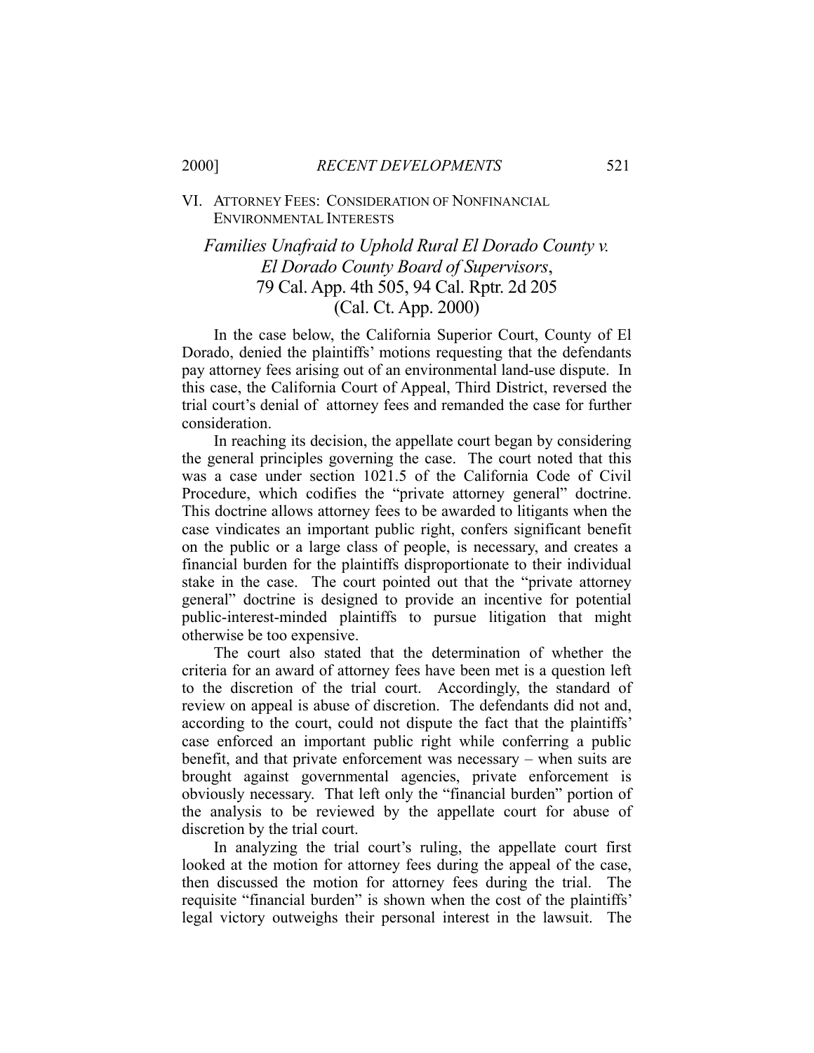## VI. Attorney Fees: Consideration of Nonfinancial Environmental Interests

### *Families Unafraid to Uphold Rural El Dorado County v. El Dorado County Board of Supervisors*, 79 Cal. App. 4th 505, 94 Cal. Rptr. 2d 205 (Cal. Ct. App. 2000)

In the case below, the California Superior Court, County of El Dorado, denied the plaintiffs' motions requesting that the defendants pay attorney fees arising out of an environmental land-use dispute. In this case, the California Court of Appeal, Third District, reversed the trial court's denial of attorney fees and remanded the case for further consideration.

In reaching its decision, the appellate court began by considering the general principles governing the case. The court noted that this was a case under section 1021.5 of the California Code of Civil Procedure, which codifies the "private attorney general" doctrine. This doctrine allows attorney fees to be awarded to litigants when the case vindicates an important public right, confers significant benefit on the public or a large class of people, is necessary, and creates a financial burden for the plaintiffs disproportionate to their individual stake in the case. The court pointed out that the "private attorney general" doctrine is designed to provide an incentive for potential public-interest-minded plaintiffs to pursue litigation that might otherwise be too expensive.

The court also stated that the determination of whether the criteria for an award of attorney fees have been met is a question left to the discretion of the trial court. Accordingly, the standard of review on appeal is abuse of discretion. The defendants did not and, according to the court, could not dispute the fact that the plaintiffs' case enforced an important public right while conferring a public benefit, and that private enforcement was necessary – when suits are brought against governmental agencies, private enforcement is obviously necessary. That left only the "financial burden" portion of the analysis to be reviewed by the appellate court for abuse of discretion by the trial court.

In analyzing the trial court's ruling, the appellate court first looked at the motion for attorney fees during the appeal of the case, then discussed the motion for attorney fees during the trial. The requisite "financial burden" is shown when the cost of the plaintiffs' legal victory outweighs their personal interest in the lawsuit. The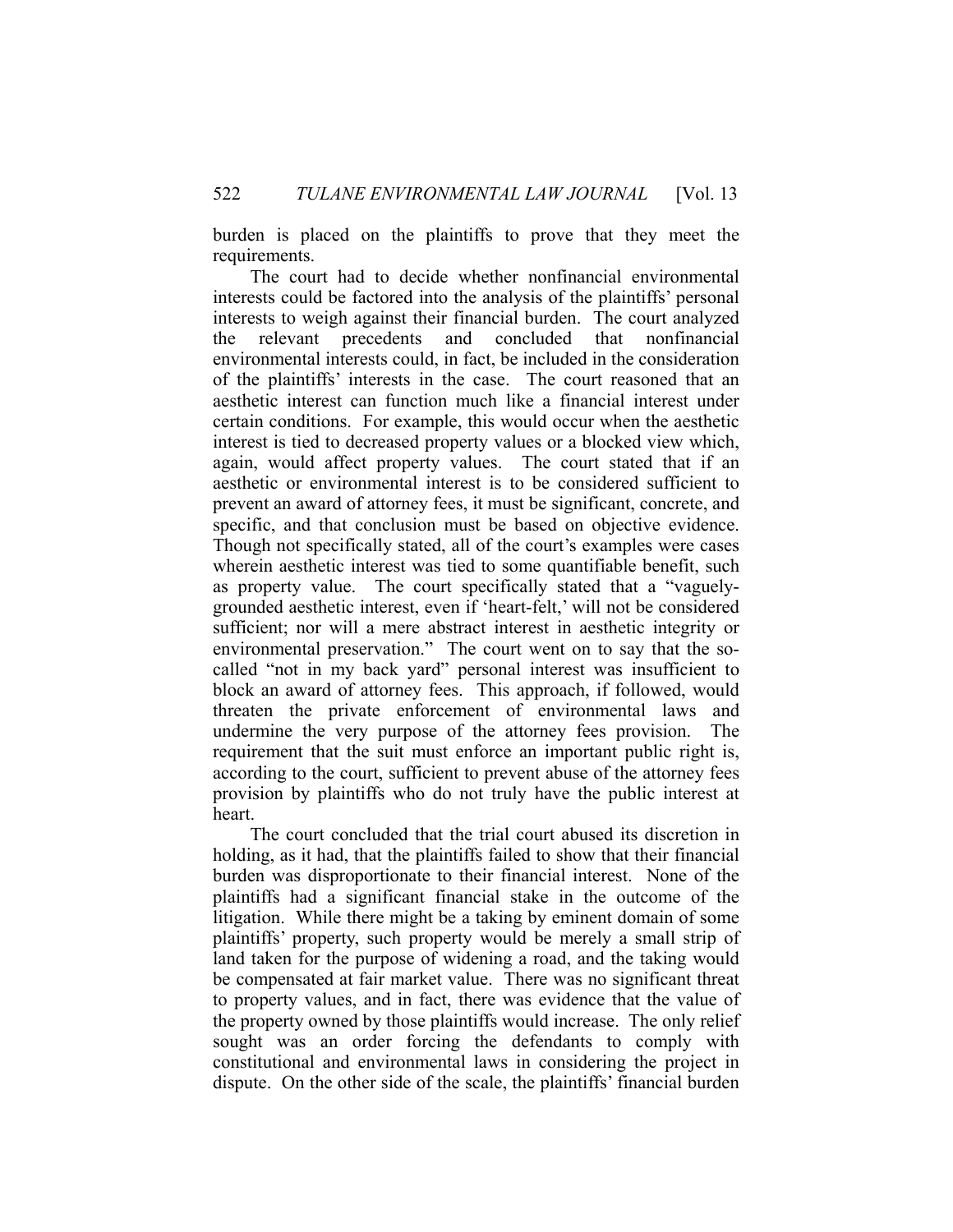burden is placed on the plaintiffs to prove that they meet the requirements.

The court had to decide whether nonfinancial environmental interests could be factored into the analysis of the plaintiffs' personal interests to weigh against their financial burden. The court analyzed the relevant precedents and concluded that nonfinancial environmental interests could, in fact, be included in the consideration of the plaintiffs' interests in the case. The court reasoned that an aesthetic interest can function much like a financial interest under certain conditions. For example, this would occur when the aesthetic interest is tied to decreased property values or a blocked view which, again, would affect property values. The court stated that if an aesthetic or environmental interest is to be considered sufficient to prevent an award of attorney fees, it must be significant, concrete, and specific, and that conclusion must be based on objective evidence. Though not specifically stated, all of the court's examples were cases wherein aesthetic interest was tied to some quantifiable benefit, such as property value. The court specifically stated that a "vaguely-grounded aesthetic interest, even if 'heart-felt,' will not be considered sufficient; nor will a mere abstract interest in aesthetic integrity or environmental preservation." The court went on to say that the so-called "not in my back yard" personal interest was insufficient to block an award of attorney fees. This approach, if followed, would threaten the private enforcement of environmental laws and undermine the very purpose of the attorney fees provision. The requirement that the suit must enforce an important public right is, according to the court, sufficient to prevent abuse of the attorney fees provision by plaintiffs who do not truly have the public interest at heart.

The court concluded that the trial court abused its discretion in holding, as it had, that the plaintiffs failed to show that their financial burden was disproportionate to their financial interest. None of the plaintiffs had a significant financial stake in the outcome of the litigation. While there might be a taking by eminent domain of some plaintiffs' property, such property would be merely a small strip of land taken for the purpose of widening a road, and the taking would be compensated at fair market value. There was no significant threat to property values, and in fact, there was evidence that the value of the property owned by those plaintiffs would increase. The only relief sought was an order forcing the defendants to comply with constitutional and environmental laws in considering the project in dispute. On the other side of the scale, the plaintiffs' financial burden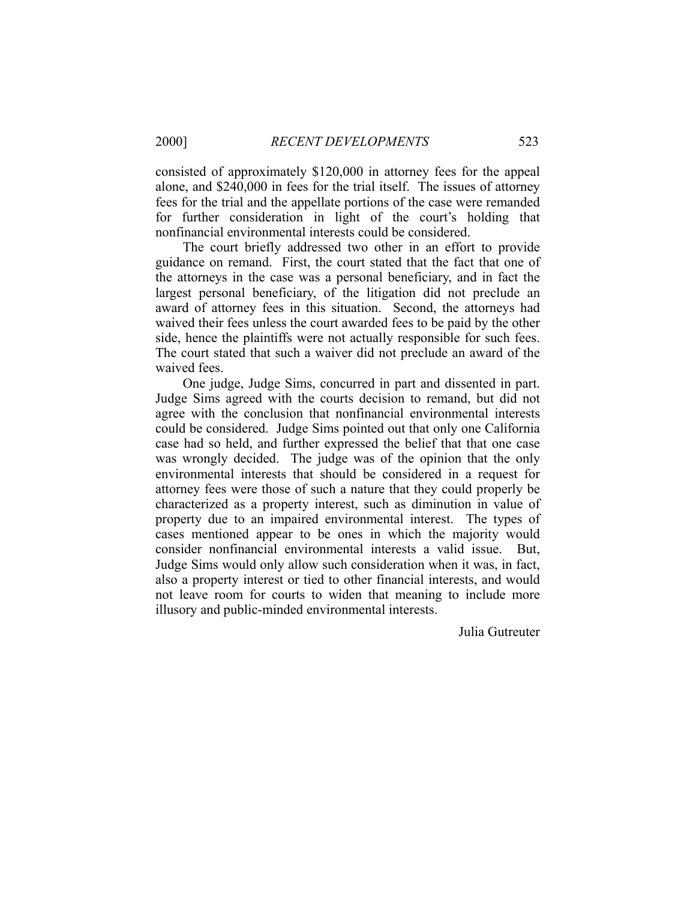consisted of approximately $120,000 in attorney fees for the appeal alone, and $240,000 in fees for the trial itself. The issues of attorney fees for the trial and the appellate portions of the case were remanded for further consideration in light of the court's holding that nonfinancial environmental interests could be considered.

The court briefly addressed two other in an effort to provide guidance on remand. First, the court stated that the fact that one of the attorneys in the case was a personal beneficiary, and in fact the largest personal beneficiary, of the litigation did not preclude an award of attorney fees in this situation. Second, the attorneys had waived their fees unless the court awarded fees to be paid by the other side, hence the plaintiffs were not actually responsible for such fees. The court stated that such a waiver did not preclude an award of the waived fees.

One judge, Judge Sims, concurred in part and dissented in part. Judge Sims agreed with the courts decision to remand, but did not agree with the conclusion that nonfinancial environmental interests could be considered. Judge Sims pointed out that only one California case had so held, and further expressed the belief that that one case was wrongly decided. The judge was of the opinion that the only environmental interests that should be considered in a request for attorney fees were those of such a nature that they could properly be characterized as a property interest, such as diminution in value of property due to an impaired environmental interest. The types of cases mentioned appear to be ones in which the majority would consider nonfinancial environmental interests a valid issue. But, Judge Sims would only allow such consideration when it was, in fact, also a property interest or tied to other financial interests, and would not leave room for courts to widen that meaning to include more illusory and public-minded environmental interests.

Julia Gutreuter